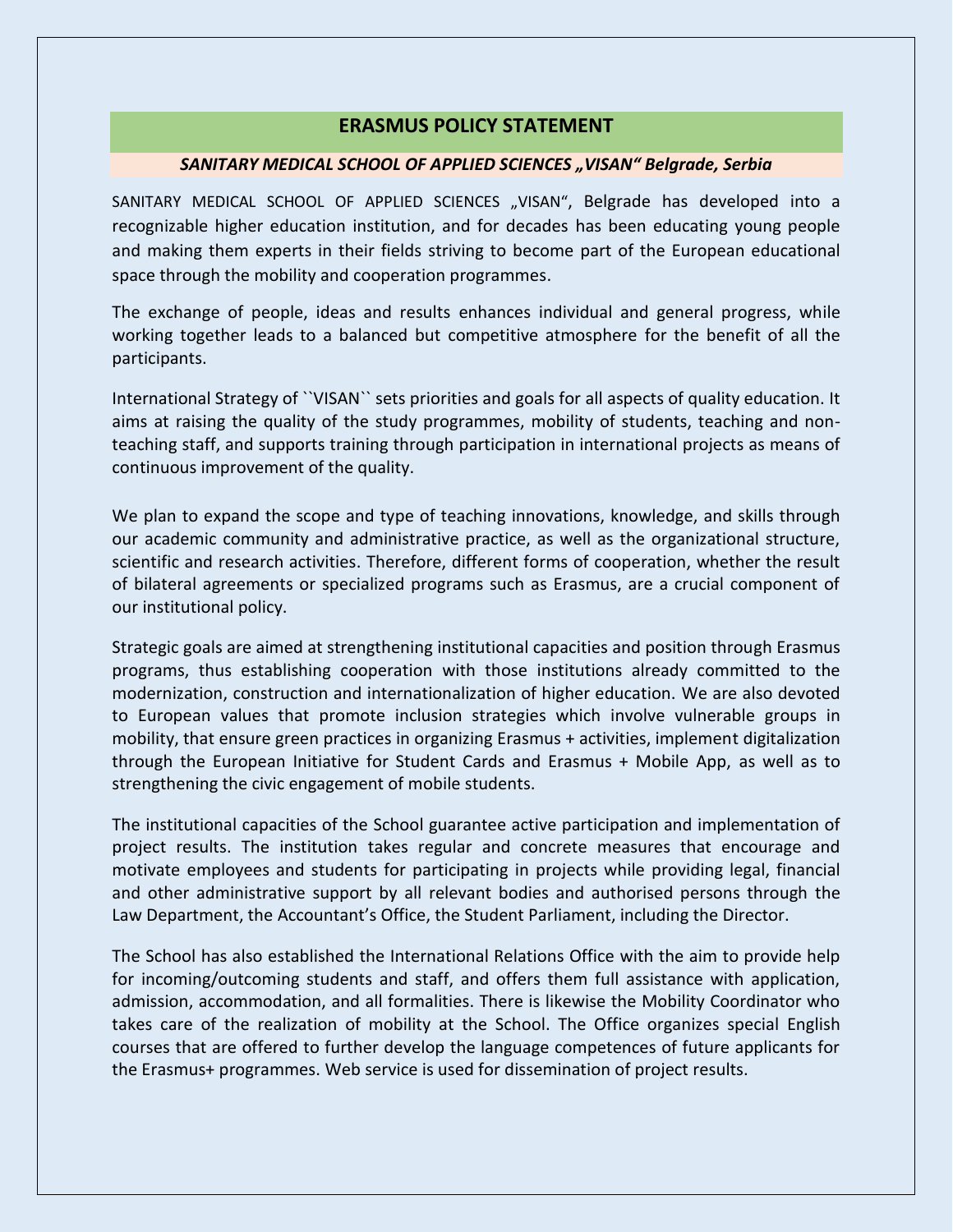# ERASMUS POLICY STATEMENT

***SANITARY MEDICAL SCHOOL OF APPLIED SCIENCES „VISAN" Belgrade, Serbia***

SANITARY MEDICAL SCHOOL OF APPLIED SCIENCES „VISAN", Belgrade has developed into a recognizable higher education institution, and for decades has been educating young people and making them experts in their fields striving to become part of the European educational space through the mobility and cooperation programmes.

The exchange of people, ideas and results enhances individual and general progress, while working together leads to a balanced but competitive atmosphere for the benefit of all the participants.

International Strategy of ``VISAN`` sets priorities and goals for all aspects of quality education. It aims at raising the quality of the study programmes, mobility of students, teaching and non-teaching staff, and supports training through participation in international projects as means of continuous improvement of the quality.

We plan to expand the scope and type of teaching innovations, knowledge, and skills through our academic community and administrative practice, as well as the organizational structure, scientific and research activities. Therefore, different forms of cooperation, whether the result of bilateral agreements or specialized programs such as Erasmus, are a crucial component of our institutional policy.

Strategic goals are aimed at strengthening institutional capacities and position through Erasmus programs, thus establishing cooperation with those institutions already committed to the modernization, construction and internationalization of higher education. We are also devoted to European values that promote inclusion strategies which involve vulnerable groups in mobility, that ensure green practices in organizing Erasmus + activities, implement digitalization through the European Initiative for Student Cards and Erasmus + Mobile App, as well as to strengthening the civic engagement of mobile students.

The institutional capacities of the School guarantee active participation and implementation of project results. The institution takes regular and concrete measures that encourage and motivate employees and students for participating in projects while providing legal, financial and other administrative support by all relevant bodies and authorised persons through the Law Department, the Accountant's Office, the Student Parliament, including the Director.

The School has also established the International Relations Office with the aim to provide help for incoming/outcoming students and staff, and offers them full assistance with application, admission, accommodation, and all formalities. There is likewise the Mobility Coordinator who takes care of the realization of mobility at the School. The Office organizes special English courses that are offered to further develop the language competences of future applicants for the Erasmus+ programmes. Web service is used for dissemination of project results.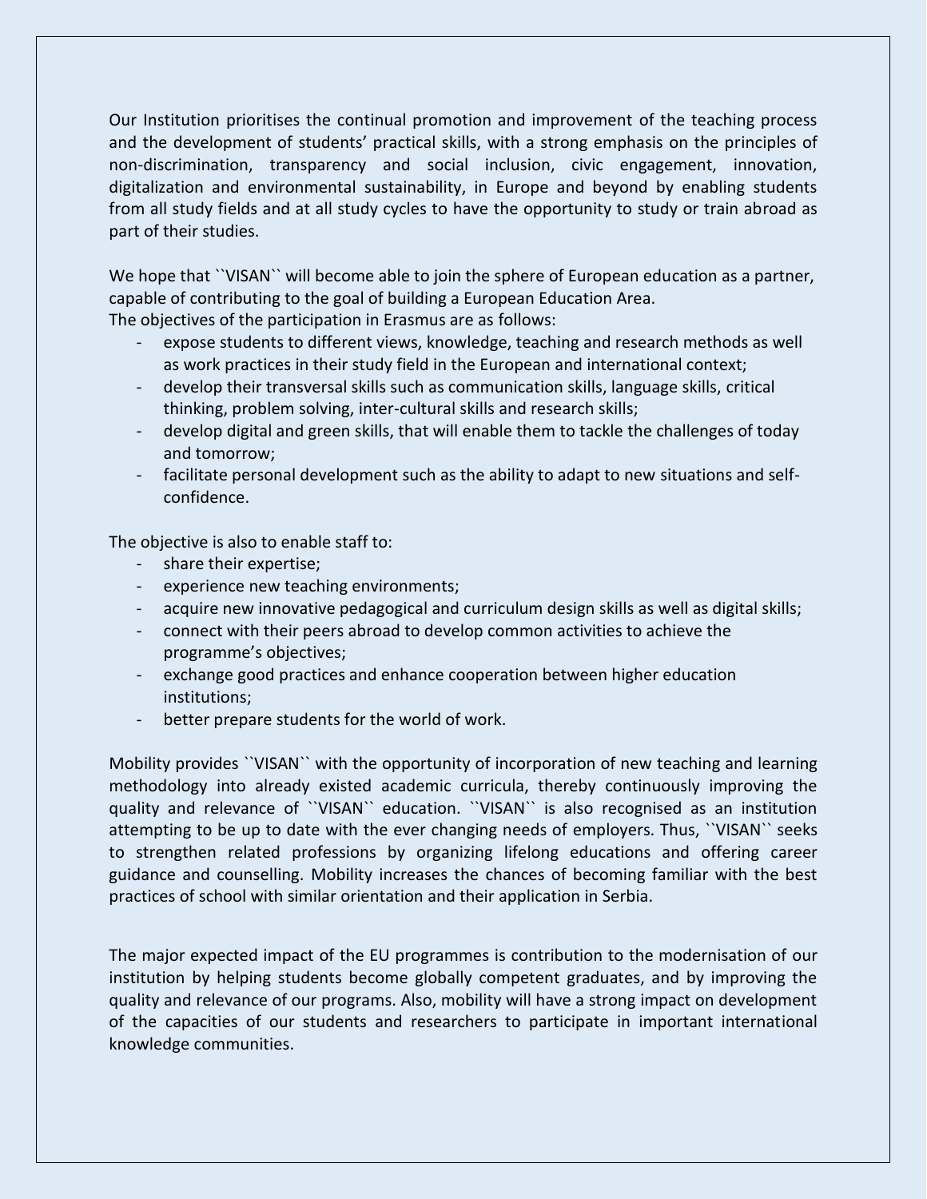Our Institution prioritises the continual promotion and improvement of the teaching process and the development of students' practical skills, with a strong emphasis on the principles of non-discrimination, transparency and social inclusion, civic engagement, innovation, digitalization and environmental sustainability, in Europe and beyond by enabling students from all study fields and at all study cycles to have the opportunity to study or train abroad as part of their studies.

We hope that ``VISAN`` will become able to join the sphere of European education as a partner, capable of contributing to the goal of building a European Education Area.
The objectives of the participation in Erasmus are as follows:

- expose students to different views, knowledge, teaching and research methods as well as work practices in their study field in the European and international context;
- develop their transversal skills such as communication skills, language skills, critical thinking, problem solving, inter-cultural skills and research skills;
- develop digital and green skills, that will enable them to tackle the challenges of today and tomorrow;
- facilitate personal development such as the ability to adapt to new situations and self-confidence.

The objective is also to enable staff to:

- share their expertise;
- experience new teaching environments;
- acquire new innovative pedagogical and curriculum design skills as well as digital skills;
- connect with their peers abroad to develop common activities to achieve the programme's objectives;
- exchange good practices and enhance cooperation between higher education institutions;
- better prepare students for the world of work.

Mobility provides ``VISAN`` with the opportunity of incorporation of new teaching and learning methodology into already existed academic curricula, thereby continuously improving the quality and relevance of ``VISAN`` education. ``VISAN`` is also recognised as an institution attempting to be up to date with the ever changing needs of employers. Thus, ``VISAN`` seeks to strengthen related professions by organizing lifelong educations and offering career guidance and counselling. Mobility increases the chances of becoming familiar with the best practices of school with similar orientation and their application in Serbia.

The major expected impact of the EU programmes is contribution to the modernisation of our institution by helping students become globally competent graduates, and by improving the quality and relevance of our programs. Also, mobility will have a strong impact on development of the capacities of our students and researchers to participate in important international knowledge communities.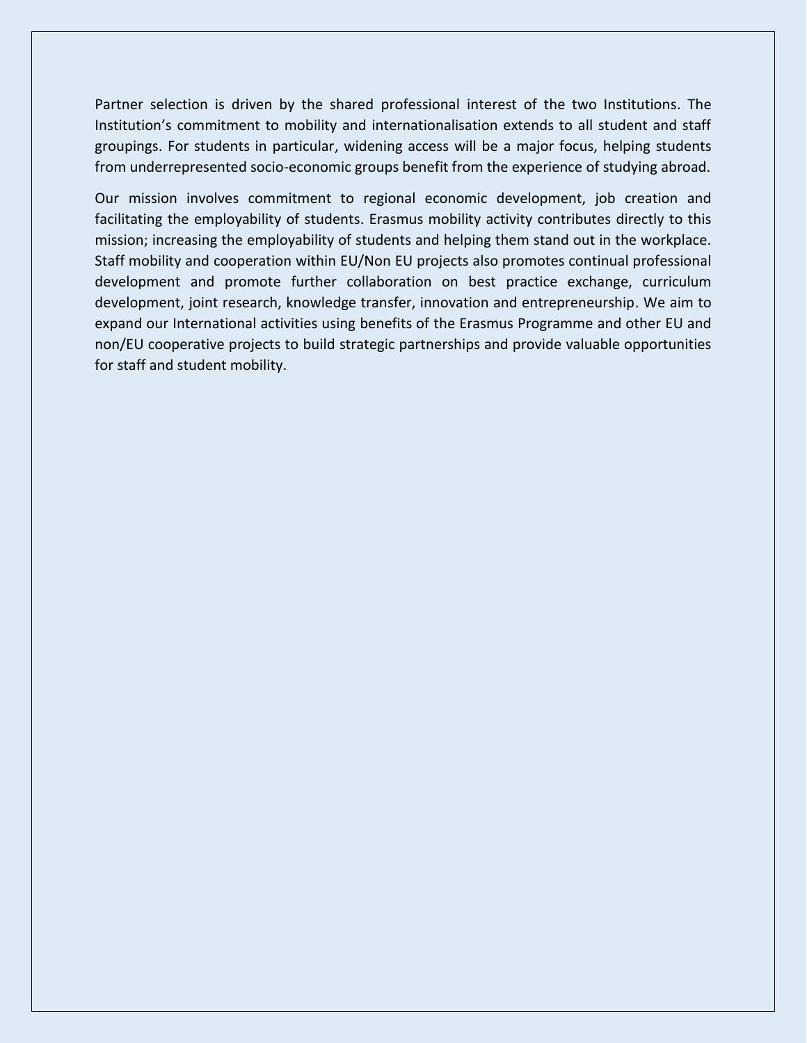Partner selection is driven by the shared professional interest of the two Institutions. The Institution's commitment to mobility and internationalisation extends to all student and staff groupings. For students in particular, widening access will be a major focus, helping students from underrepresented socio-economic groups benefit from the experience of studying abroad.

Our mission involves commitment to regional economic development, job creation and facilitating the employability of students. Erasmus mobility activity contributes directly to this mission; increasing the employability of students and helping them stand out in the workplace. Staff mobility and cooperation within EU/Non EU projects also promotes continual professional development and promote further collaboration on best practice exchange, curriculum development, joint research, knowledge transfer, innovation and entrepreneurship. We aim to expand our International activities using benefits of the Erasmus Programme and other EU and non/EU cooperative projects to build strategic partnerships and provide valuable opportunities for staff and student mobility.